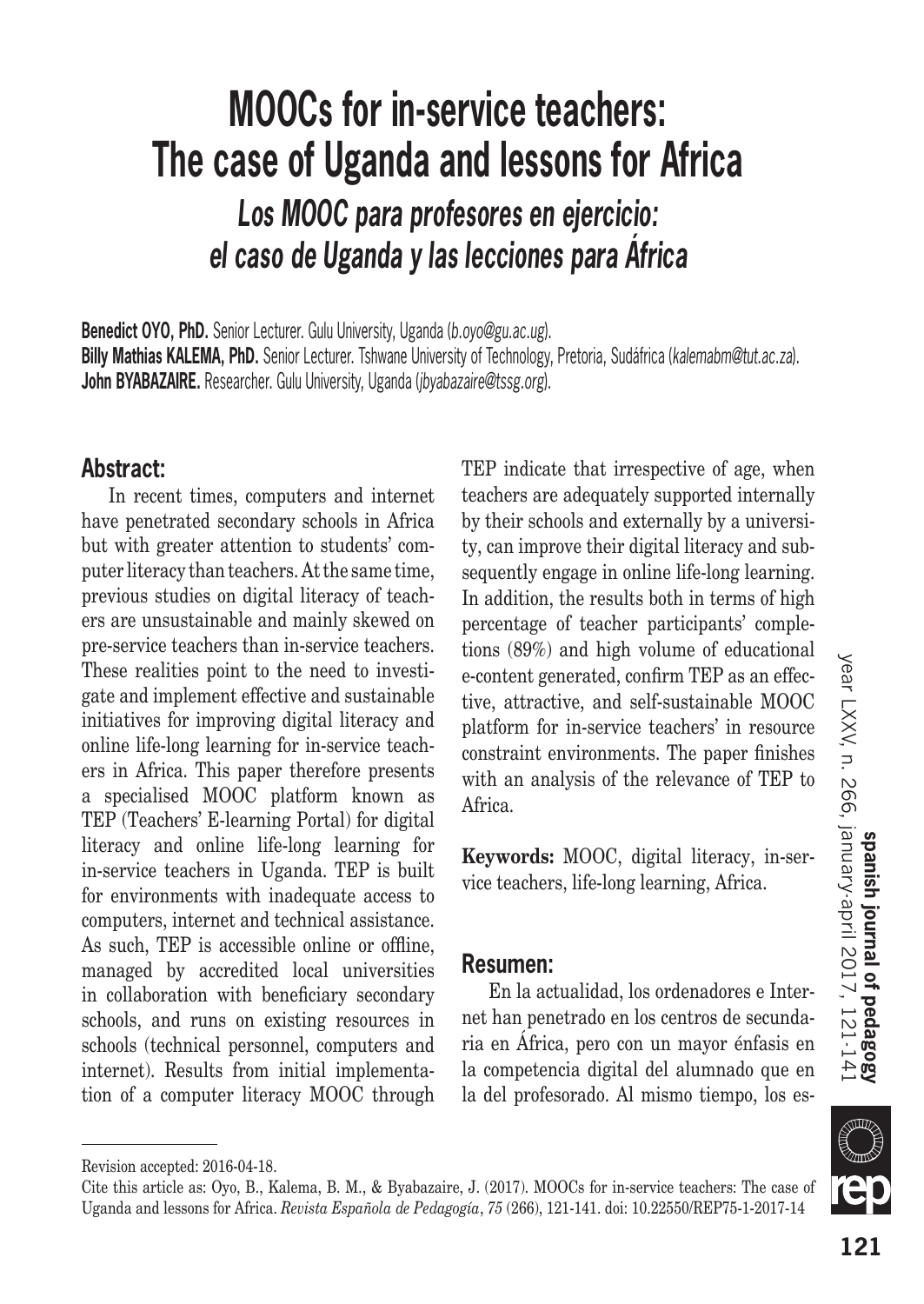# MOOCs for in-service teachers: The case of Uganda and lessons for Africa

## *Los MOOC para profesores en ejercicio: el caso de Uganda y las lecciones para África*

**Benedict OYO, PhD.** Senior Lecturer. Gulu University, Uganda (*b.oyo@gu.ac.ug*).
**Billy Mathias KALEMA, PhD.** Senior Lecturer. Tshwane University of Technology, Pretoria, Sudáfrica (*kalemabm@tut.ac.za*).
**John BYABAZAIRE.** Researcher. Gulu University, Uganda (*jbyabazaire@tssg.org*).

## Abstract:

In recent times, computers and internet have penetrated secondary schools in Africa but with greater attention to students' computer literacy than teachers. At the same time, previous studies on digital literacy of teachers are unsustainable and mainly skewed on pre-service teachers than in-service teachers. These realities point to the need to investigate and implement effective and sustainable initiatives for improving digital literacy and online life-long learning for in-service teachers in Africa. This paper therefore presents a specialised MOOC platform known as TEP (Teachers' E-learning Portal) for digital literacy and online life-long learning for in-service teachers in Uganda. TEP is built for environments with inadequate access to computers, internet and technical assistance. As such, TEP is accessible online or offline, managed by accredited local universities in collaboration with beneficiary secondary schools, and runs on existing resources in schools (technical personnel, computers and internet). Results from initial implementation of a computer literacy MOOC through TEP indicate that irrespective of age, when teachers are adequately supported internally by their schools and externally by a university, can improve their digital literacy and subsequently engage in online life-long learning. In addition, the results both in terms of high percentage of teacher participants' completions (89%) and high volume of educational e-content generated, confirm TEP as an effective, attractive, and self-sustainable MOOC platform for in-service teachers' in resource constraint environments. The paper finishes with an analysis of the relevance of TEP to Africa.

**Keywords:** MOOC, digital literacy, in-service teachers, life-long learning, Africa.

## Resumen:

En la actualidad, los ordenadores e Internet han penetrado en los centros de secundaria en África, pero con un mayor énfasis en la competencia digital del alumnado que en la del profesorado. Al mismo tiempo, los es-

---

Revision accepted: 2016-04-18.

Cite this article as: Oyo, B., Kalema, B. M., & Byabazaire, J. (2017). MOOCs for in-service teachers: The case of Uganda and lessons for Africa. *Revista Española de Pedagogía*, *75* (266), 121-141. doi: 10.22550/REP75-1-2017-14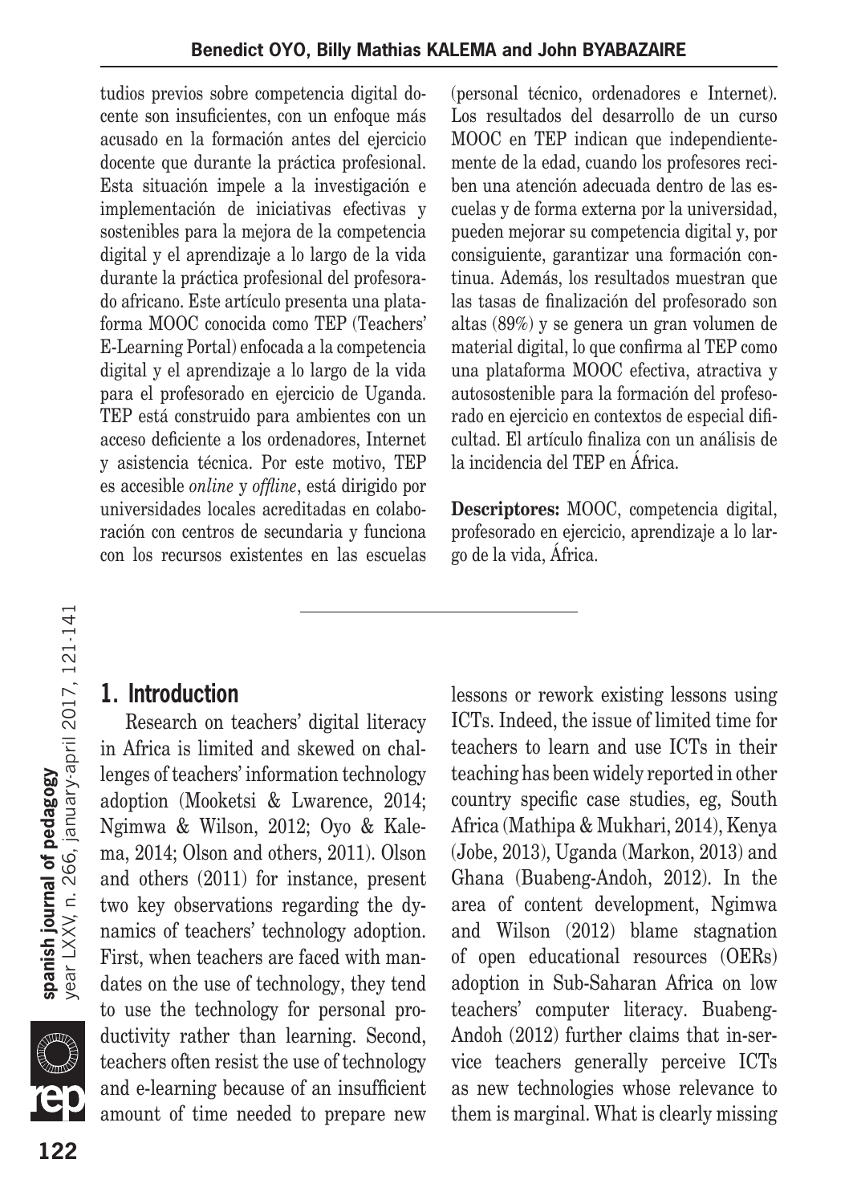tudios previos sobre competencia digital docente son insuficientes, con un enfoque más acusado en la formación antes del ejercicio docente que durante la práctica profesional. Esta situación impele a la investigación e implementación de iniciativas efectivas y sostenibles para la mejora de la competencia digital y el aprendizaje a lo largo de la vida durante la práctica profesional del profesorado africano. Este artículo presenta una plataforma MOOC conocida como TEP (Teachers' E-Learning Portal) enfocada a la competencia digital y el aprendizaje a lo largo de la vida para el profesorado en ejercicio de Uganda. TEP está construido para ambientes con un acceso deficiente a los ordenadores, Internet y asistencia técnica. Por este motivo, TEP es accesible *online* y *offline*, está dirigido por universidades locales acreditadas en colaboración con centros de secundaria y funciona con los recursos existentes en las escuelas (personal técnico, ordenadores e Internet). Los resultados del desarrollo de un curso MOOC en TEP indican que independientemente de la edad, cuando los profesores reciben una atención adecuada dentro de las escuelas y de forma externa por la universidad, pueden mejorar su competencia digital y, por consiguiente, garantizar una formación continua. Además, los resultados muestran que las tasas de finalización del profesorado son altas (89%) y se genera un gran volumen de material digital, lo que confirma al TEP como una plataforma MOOC efectiva, atractiva y autosostenible para la formación del profesorado en ejercicio en contextos de especial dificultad. El artículo finaliza con un análisis de la incidencia del TEP en África.

**Descriptores:** MOOC, competencia digital, profesorado en ejercicio, aprendizaje a lo largo de la vida, África.

## 1. Introduction

Research on teachers' digital literacy in Africa is limited and skewed on challenges of teachers' information technology adoption (Mooketsi & Lwarence, 2014; Ngimwa & Wilson, 2012; Oyo & Kalema, 2014; Olson and others, 2011). Olson and others (2011) for instance, present two key observations regarding the dynamics of teachers' technology adoption. First, when teachers are faced with mandates on the use of technology, they tend to use the technology for personal productivity rather than learning. Second, teachers often resist the use of technology and e-learning because of an insufficient amount of time needed to prepare new lessons or rework existing lessons using ICTs. Indeed, the issue of limited time for teachers to learn and use ICTs in their teaching has been widely reported in other country specific case studies, eg, South Africa (Mathipa & Mukhari, 2014), Kenya (Jobe, 2013), Uganda (Markon, 2013) and Ghana (Buabeng-Andoh, 2012). In the area of content development, Ngimwa and Wilson (2012) blame stagnation of open educational resources (OERs) adoption in Sub-Saharan Africa on low teachers' computer literacy. Buabeng-Andoh (2012) further claims that in-service teachers generally perceive ICTs as new technologies whose relevance to them is marginal. What is clearly missing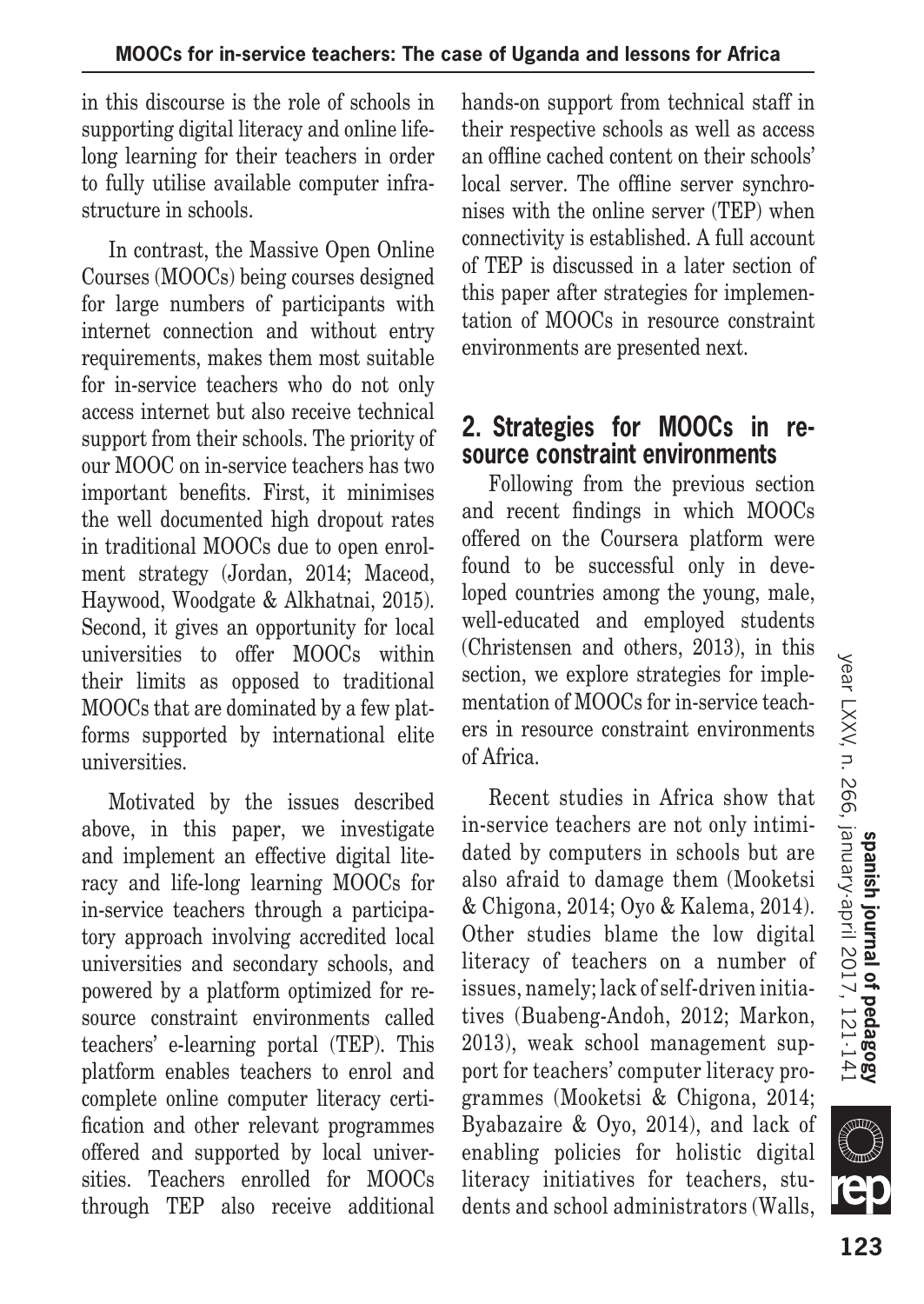in this discourse is the role of schools in supporting digital literacy and online lifelong learning for their teachers in order to fully utilise available computer infrastructure in schools.

In contrast, the Massive Open Online Courses (MOOCs) being courses designed for large numbers of participants with internet connection and without entry requirements, makes them most suitable for in-service teachers who do not only access internet but also receive technical support from their schools. The priority of our MOOC on in-service teachers has two important benefits. First, it minimises the well documented high dropout rates in traditional MOOCs due to open enrolment strategy (Jordan, 2014; Maceod, Haywood, Woodgate & Alkhatnai, 2015). Second, it gives an opportunity for local universities to offer MOOCs within their limits as opposed to traditional MOOCs that are dominated by a few platforms supported by international elite universities.

Motivated by the issues described above, in this paper, we investigate and implement an effective digital literacy and life-long learning MOOCs for in-service teachers through a participatory approach involving accredited local universities and secondary schools, and powered by a platform optimized for resource constraint environments called teachers' e-learning portal (TEP). This platform enables teachers to enrol and complete online computer literacy certification and other relevant programmes offered and supported by local universities. Teachers enrolled for MOOCs through TEP also receive additional hands-on support from technical staff in their respective schools as well as access an offline cached content on their schools' local server. The offline server synchronises with the online server (TEP) when connectivity is established. A full account of TEP is discussed in a later section of this paper after strategies for implementation of MOOCs in resource constraint environments are presented next.

## 2. Strategies for MOOCs in resource constraint environments

Following from the previous section and recent findings in which MOOCs offered on the Coursera platform were found to be successful only in developed countries among the young, male, well-educated and employed students (Christensen and others, 2013), in this section, we explore strategies for implementation of MOOCs for in-service teachers in resource constraint environments of Africa.

Recent studies in Africa show that in-service teachers are not only intimidated by computers in schools but are also afraid to damage them (Mooketsi & Chigona, 2014; Oyo & Kalema, 2014). Other studies blame the low digital literacy of teachers on a number of issues, namely; lack of self-driven initiatives (Buabeng-Andoh, 2012; Markon, 2013), weak school management support for teachers' computer literacy programmes (Mooketsi & Chigona, 2014; Byabazaire & Oyo, 2014), and lack of enabling policies for holistic digital literacy initiatives for teachers, students and school administrators (Walls,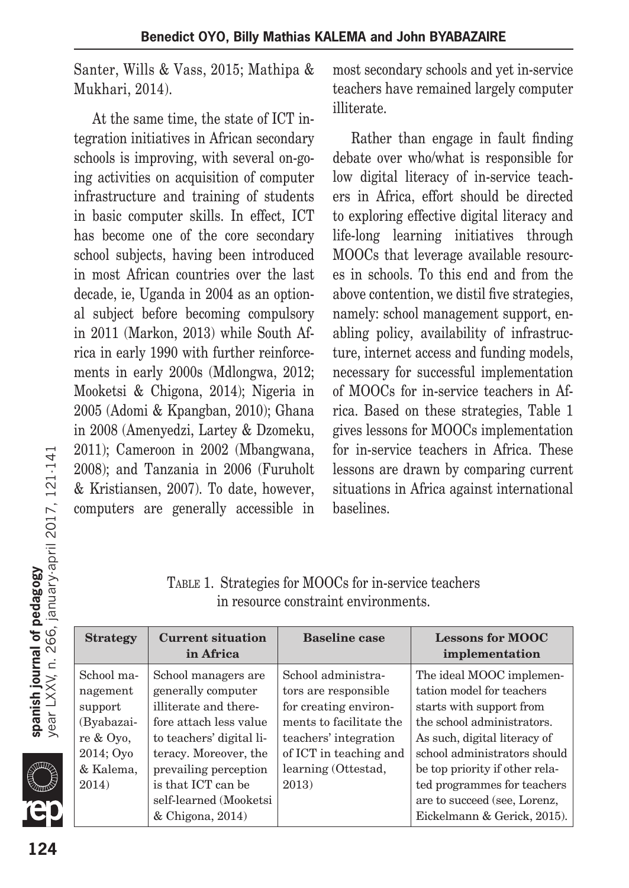Santer, Wills & Vass, 2015; Mathipa & Mukhari, 2014).

At the same time, the state of ICT integration initiatives in African secondary schools is improving, with several on-going activities on acquisition of computer infrastructure and training of students in basic computer skills. In effect, ICT has become one of the core secondary school subjects, having been introduced in most African countries over the last decade, ie, Uganda in 2004 as an optional subject before becoming compulsory in 2011 (Markon, 2013) while South Africa in early 1990 with further reinforcements in early 2000s (Mdlongwa, 2012; Mooketsi & Chigona, 2014); Nigeria in 2005 (Adomi & Kpangban, 2010); Ghana in 2008 (Amenyedzi, Lartey & Dzomeku, 2011); Cameroon in 2002 (Mbangwana, 2008); and Tanzania in 2006 (Furuholt & Kristiansen, 2007). To date, however, computers are generally accessible in most secondary schools and yet in-service teachers have remained largely computer illiterate.

Rather than engage in fault finding debate over who/what is responsible for low digital literacy of in-service teachers in Africa, effort should be directed to exploring effective digital literacy and life-long learning initiatives through MOOCs that leverage available resources in schools. To this end and from the above contention, we distil five strategies, namely: school management support, enabling policy, availability of infrastructure, internet access and funding models, necessary for successful implementation of MOOCs for in-service teachers in Africa. Based on these strategies, Table 1 gives lessons for MOOCs implementation for in-service teachers in Africa. These lessons are drawn by comparing current situations in Africa against international baselines.

TABLE 1. Strategies for MOOCs for in-service teachers in resource constraint environments.

| Strategy | Current situation in Africa | Baseline case | Lessons for MOOC implementation |
|---|---|---|---|
| School management support (Byabazaire & Oyo, 2014; Oyo & Kalema, 2014) | School managers are generally computer illiterate and therefore attach less value to teachers' digital literacy. Moreover, the prevailing perception is that ICT can be self-learned (Mooketsi & Chigona, 2014) | School administrators are responsible for creating environments to facilitate the teachers' integration of ICT in teaching and learning (Ottestad, 2013) | The ideal MOOC implementation model for teachers starts with support from the school administrators. As such, digital literacy of school administrators should be top priority if other related programmes for teachers are to succeed (see, Lorenz, Eickelmann & Gerick, 2015). |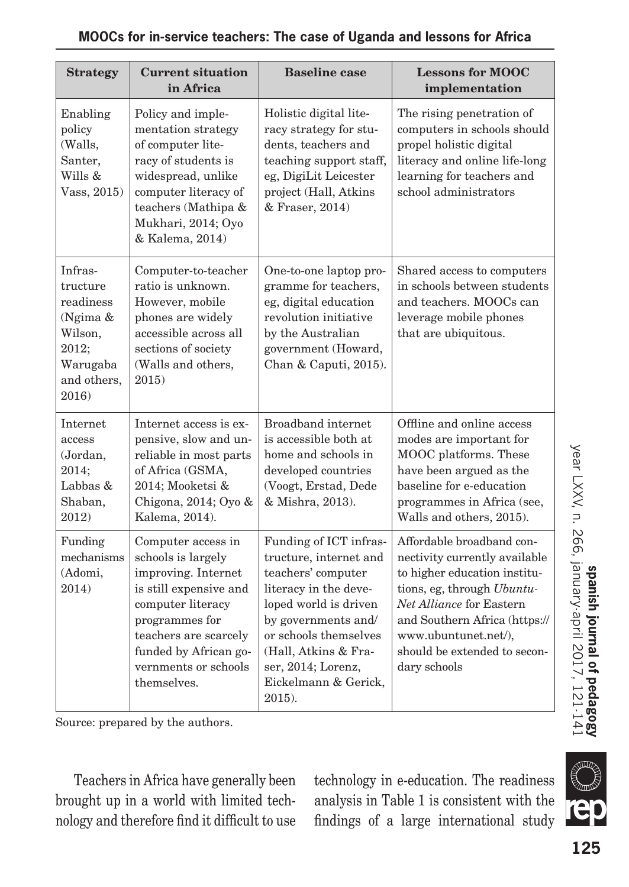| Strategy | Current situation in Africa | Baseline case | Lessons for MOOC implementation |
|---|---|---|---|
| Enabling policy (Walls, Santer, Wills & Vass, 2015) | Policy and implementation strategy of computer literacy of students is widespread, unlike computer literacy of teachers (Mathipa & Mukhari, 2014; Oyo & Kalema, 2014) | Holistic digital literacy strategy for students, teachers and teaching support staff, eg, DigiLit Leicester project (Hall, Atkins & Fraser, 2014) | The rising penetration of computers in schools should propel holistic digital literacy and online life-long learning for teachers and school administrators |
| Infrastructure readiness (Ngima & Wilson, 2012; Warugaba and others, 2016) | Computer-to-teacher ratio is unknown. However, mobile phones are widely accessible across all sections of society (Walls and others, 2015) | One-to-one laptop programme for teachers, eg, digital education revolution initiative by the Australian government (Howard, Chan & Caputi, 2015). | Shared access to computers in schools between students and teachers. MOOCs can leverage mobile phones that are ubiquitous. |
| Internet access (Jordan, 2014; Labbas & Shaban, 2012) | Internet access is expensive, slow and unreliable in most parts of Africa (GSMA, 2014; Mooketsi & Chigona, 2014; Oyo & Kalema, 2014). | Broadband internet is accessible both at home and schools in developed countries (Voogt, Erstad, Dede & Mishra, 2013). | Offline and online access modes are important for MOOC platforms. These have been argued as the baseline for e-education programmes in Africa (see, Walls and others, 2015). |
| Funding mechanisms (Adomi, 2014) | Computer access in schools is largely improving. Internet is still expensive and computer literacy programmes for teachers are scarcely funded by African governments or schools themselves. | Funding of ICT infrastructure, internet and teachers' computer literacy in the developed world is driven by governments and/or schools themselves (Hall, Atkins & Fraser, 2014; Lorenz, Eickelmann & Gerick, 2015). | Affordable broadband connectivity currently available to higher education institutions, eg, through *Ubuntu-Net Alliance* for Eastern and Southern Africa (https://www.ubuntunet.net/), should be extended to secondary schools |

Source: prepared by the authors.

Teachers in Africa have generally been brought up in a world with limited technology and therefore find it difficult to use technology in e-education. The readiness analysis in Table 1 is consistent with the findings of a large international study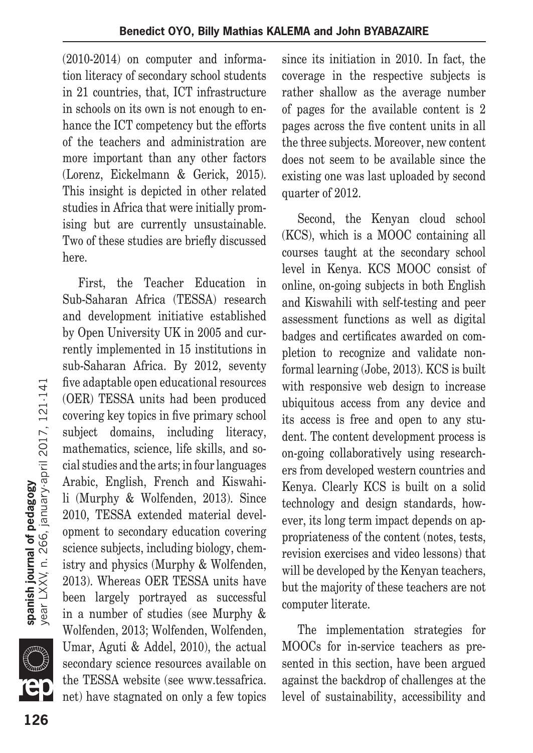(2010-2014) on computer and information literacy of secondary school students in 21 countries, that, ICT infrastructure in schools on its own is not enough to enhance the ICT competency but the efforts of the teachers and administration are more important than any other factors (Lorenz, Eickelmann & Gerick, 2015). This insight is depicted in other related studies in Africa that were initially promising but are currently unsustainable. Two of these studies are briefly discussed here.

First, the Teacher Education in Sub-Saharan Africa (TESSA) research and development initiative established by Open University UK in 2005 and currently implemented in 15 institutions in sub-Saharan Africa. By 2012, seventy five adaptable open educational resources (OER) TESSA units had been produced covering key topics in five primary school subject domains, including literacy, mathematics, science, life skills, and social studies and the arts; in four languages Arabic, English, French and Kiswahili (Murphy & Wolfenden, 2013). Since 2010, TESSA extended material development to secondary education covering science subjects, including biology, chemistry and physics (Murphy & Wolfenden, 2013). Whereas OER TESSA units have been largely portrayed as successful in a number of studies (see Murphy & Wolfenden, 2013; Wolfenden, Wolfenden, Umar, Aguti & Addel, 2010), the actual secondary science resources available on the TESSA website (see www.tessafrica.net) have stagnated on only a few topics since its initiation in 2010. In fact, the coverage in the respective subjects is rather shallow as the average number of pages for the available content is 2 pages across the five content units in all the three subjects. Moreover, new content does not seem to be available since the existing one was last uploaded by second quarter of 2012.

Second, the Kenyan cloud school (KCS), which is a MOOC containing all courses taught at the secondary school level in Kenya. KCS MOOC consist of online, on-going subjects in both English and Kiswahili with self-testing and peer assessment functions as well as digital badges and certificates awarded on completion to recognize and validate nonformal learning (Jobe, 2013). KCS is built with responsive web design to increase ubiquitous access from any device and its access is free and open to any student. The content development process is on-going collaboratively using researchers from developed western countries and Kenya. Clearly KCS is built on a solid technology and design standards, however, its long term impact depends on appropriateness of the content (notes, tests, revision exercises and video lessons) that will be developed by the Kenyan teachers, but the majority of these teachers are not computer literate.

The implementation strategies for MOOCs for in-service teachers as presented in this section, have been argued against the backdrop of challenges at the level of sustainability, accessibility and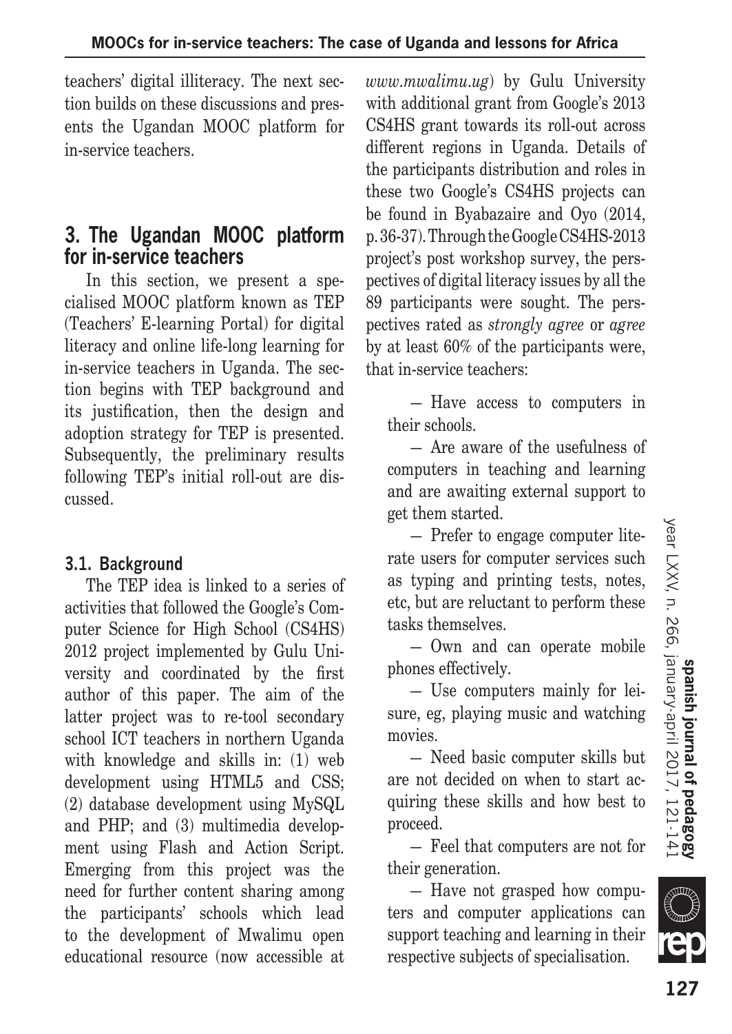teachers' digital illiteracy. The next section builds on these discussions and presents the Ugandan MOOC platform for in-service teachers.

## 3. The Ugandan MOOC platform for in-service teachers

In this section, we present a specialised MOOC platform known as TEP (Teachers' E-learning Portal) for digital literacy and online life-long learning for in-service teachers in Uganda. The section begins with TEP background and its justification, then the design and adoption strategy for TEP is presented. Subsequently, the preliminary results following TEP's initial roll-out are discussed.

### 3.1. Background

The TEP idea is linked to a series of activities that followed the Google's Computer Science for High School (CS4HS) 2012 project implemented by Gulu University and coordinated by the first author of this paper. The aim of the latter project was to re-tool secondary school ICT teachers in northern Uganda with knowledge and skills in: (1) web development using HTML5 and CSS; (2) database development using MySQL and PHP; and (3) multimedia development using Flash and Action Script. Emerging from this project was the need for further content sharing among the participants' schools which lead to the development of Mwalimu open educational resource (now accessible at *www.mwalimu.ug*) by Gulu University with additional grant from Google's 2013 CS4HS grant towards its roll-out across different regions in Uganda. Details of the participants distribution and roles in these two Google's CS4HS projects can be found in Byabazaire and Oyo (2014, p. 36-37). Through the Google CS4HS-2013 project's post workshop survey, the perspectives of digital literacy issues by all the 89 participants were sought. The perspectives rated as *strongly agree* or *agree* by at least 60% of the participants were, that in-service teachers:

— Have access to computers in their schools.

— Are aware of the usefulness of computers in teaching and learning and are awaiting external support to get them started.

— Prefer to engage computer literate users for computer services such as typing and printing tests, notes, etc, but are reluctant to perform these tasks themselves.

— Own and can operate mobile phones effectively.

— Use computers mainly for leisure, eg, playing music and watching movies.

— Need basic computer skills but are not decided on when to start acquiring these skills and how best to proceed.

— Feel that computers are not for their generation.

— Have not grasped how computers and computer applications can support teaching and learning in their respective subjects of specialisation.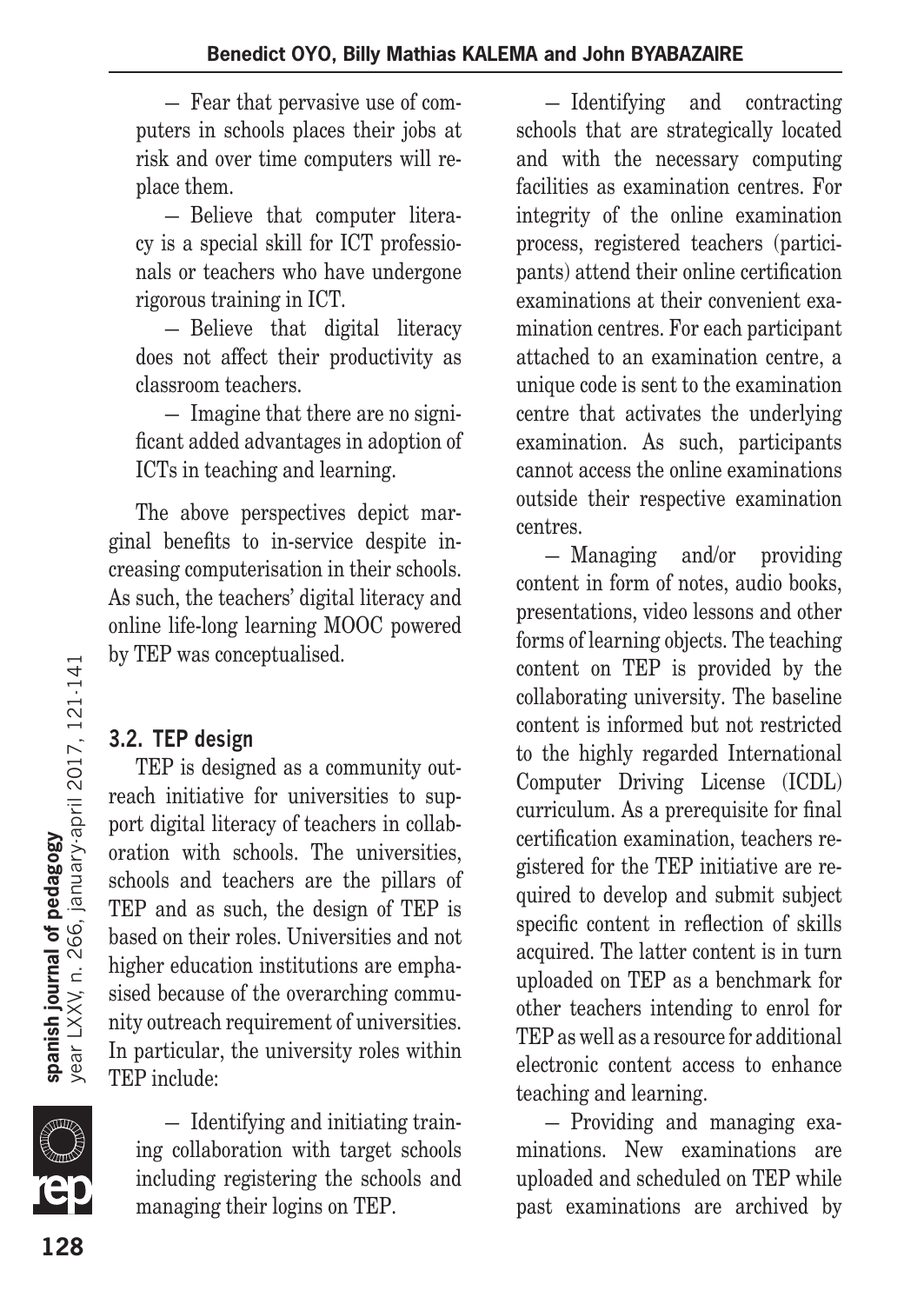– Fear that pervasive use of computers in schools places their jobs at risk and over time computers will replace them.

– Believe that computer literacy is a special skill for ICT professionals or teachers who have undergone rigorous training in ICT.

– Believe that digital literacy does not affect their productivity as classroom teachers.

– Imagine that there are no significant added advantages in adoption of ICTs in teaching and learning.

The above perspectives depict marginal benefits to in-service despite increasing computerisation in their schools. As such, the teachers' digital literacy and online life-long learning MOOC powered by TEP was conceptualised.

### 3.2. TEP design

TEP is designed as a community outreach initiative for universities to support digital literacy of teachers in collaboration with schools. The universities, schools and teachers are the pillars of TEP and as such, the design of TEP is based on their roles. Universities and not higher education institutions are emphasised because of the overarching community outreach requirement of universities. In particular, the university roles within TEP include:

– Identifying and initiating training collaboration with target schools including registering the schools and managing their logins on TEP.

– Identifying and contracting schools that are strategically located and with the necessary computing facilities as examination centres. For integrity of the online examination process, registered teachers (participants) attend their online certification examinations at their convenient examination centres. For each participant attached to an examination centre, a unique code is sent to the examination centre that activates the underlying examination. As such, participants cannot access the online examinations outside their respective examination centres.

– Managing and/or providing content in form of notes, audio books, presentations, video lessons and other forms of learning objects. The teaching content on TEP is provided by the collaborating university. The baseline content is informed but not restricted to the highly regarded International Computer Driving License (ICDL) curriculum. As a prerequisite for final certification examination, teachers registered for the TEP initiative are required to develop and submit subject specific content in reflection of skills acquired. The latter content is in turn uploaded on TEP as a benchmark for other teachers intending to enrol for TEP as well as a resource for additional electronic content access to enhance teaching and learning.

– Providing and managing examinations. New examinations are uploaded and scheduled on TEP while past examinations are archived by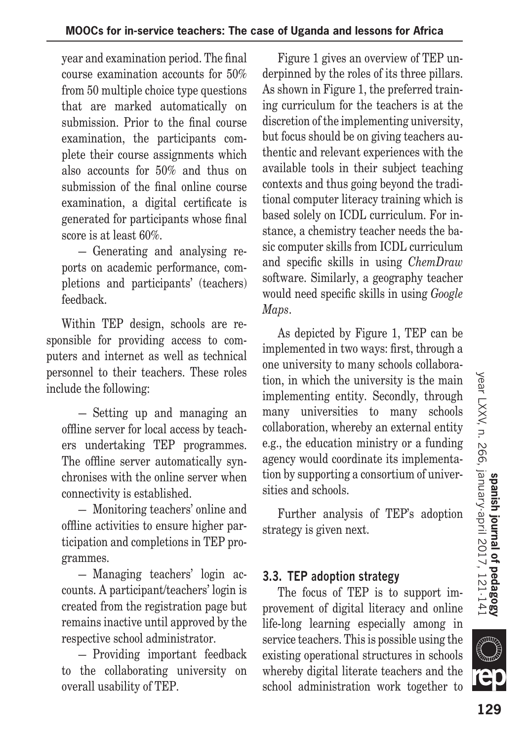year and examination period. The final course examination accounts for 50% from 50 multiple choice type questions that are marked automatically on submission. Prior to the final course examination, the participants complete their course assignments which also accounts for 50% and thus on submission of the final online course examination, a digital certificate is generated for participants whose final score is at least 60%.

– Generating and analysing reports on academic performance, completions and participants' (teachers) feedback.

Within TEP design, schools are responsible for providing access to computers and internet as well as technical personnel to their teachers. These roles include the following:

– Setting up and managing an offline server for local access by teachers undertaking TEP programmes. The offline server automatically synchronises with the online server when connectivity is established.

– Monitoring teachers' online and offline activities to ensure higher participation and completions in TEP programmes.

– Managing teachers' login accounts. A participant/teachers' login is created from the registration page but remains inactive until approved by the respective school administrator.

– Providing important feedback to the collaborating university on overall usability of TEP.

Figure 1 gives an overview of TEP underpinned by the roles of its three pillars. As shown in Figure 1, the preferred training curriculum for the teachers is at the discretion of the implementing university, but focus should be on giving teachers authentic and relevant experiences with the available tools in their subject teaching contexts and thus going beyond the traditional computer literacy training which is based solely on ICDL curriculum. For instance, a chemistry teacher needs the basic computer skills from ICDL curriculum and specific skills in using *ChemDraw* software. Similarly, a geography teacher would need specific skills in using *Google Maps*.

As depicted by Figure 1, TEP can be implemented in two ways: first, through a one university to many schools collaboration, in which the university is the main implementing entity. Secondly, through many universities to many schools collaboration, whereby an external entity e.g., the education ministry or a funding agency would coordinate its implementation by supporting a consortium of universities and schools.

Further analysis of TEP's adoption strategy is given next.

### 3.3. TEP adoption strategy

The focus of TEP is to support improvement of digital literacy and online life-long learning especially among in service teachers. This is possible using the existing operational structures in schools whereby digital literate teachers and the school administration work together to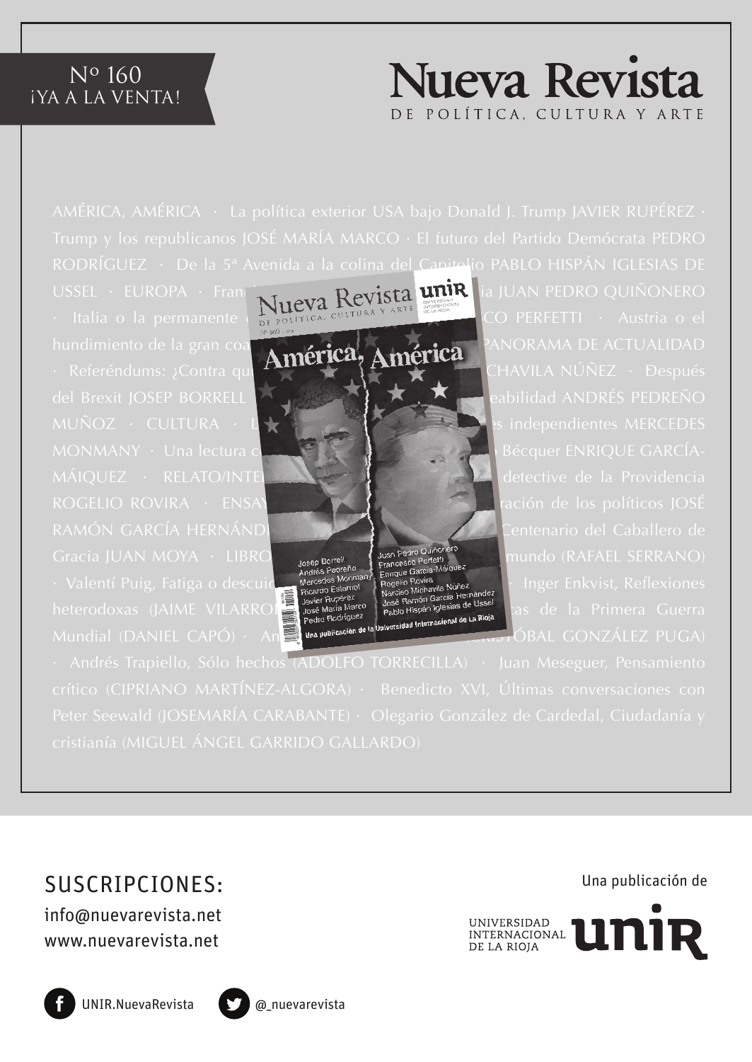Nº 160
¡YA A LA VENTA!

# Nueva Revista

DE POLÍTICA, CULTURA Y ARTE

AMÉRICA, AMÉRICA · La política exterior USA bajo Donald J. Trump JAVIER RUPÉREZ · Trump y los republicanos JOSÉ MARÍA MARCO · El futuro del Partido Demócrata PEDRO RODRÍGUEZ · De la 5ª Avenida a la colina del Capitolio PABLO HISPÁN IGLESIAS DE USSEL · EUROPA · Fran... ia JUAN PEDRO QUIÑONERO · Italia o la permanente ... CO PERFETTI · Austria o el hundimiento de la gran coa... PANORAMA DE ACTUALIDAD · Referéndums: ¿Contra qu... CHAVILA NÚÑEZ · Después del Brexit JOSEP BORRELL ... eabilidad ANDRÉS PEDREÑO MUÑOZ · CULTURA · L... s independientes MERCEDES MONMANY · Una lectura c... Bécquer ENRIQUE GARCÍA-MÁIQUEZ · RELATO/INTE... detective de la Providencia ROGELIO ROVIRA · ENSAY... ración de los políticos JOSÉ RAMÓN GARCÍA HERNÁND... Centenario del Caballero de Gracia JUAN MOYA · LIBRO... mundo (RAFAEL SERRANO) · Valentí Puig, Fatiga o descuid... · Inger Enkvist, Reflexiones heterodoxas (JAIME VILARRO... as de la Primera Guerra Mundial (DANIEL CAPÓ) · An... CRISTÓBAL GONZÁLEZ PUGA) · Andrés Trapiello, Sólo hechos (ADOLFO TORRECILLA) · Juan Meseguer, Pensamiento crítico (CIPRIANO MARTÍNEZ-ALGORA) · Benedicto XVI, Últimas conversaciones con Peter Seewald (JOSEMARÍA CARABANTE) · Olegario González de Cardedal, Ciudadanía y cristianía (MIGUEL ÁNGEL GARRIDO GALLARDO)

SUSCRIPCIONES:
info@nuevarevista.net
www.nuevarevista.net

Una publicación de
UNIVERSIDAD INTERNACIONAL DE LA RIOJA unir

UNIR.NuevaRevista
@_nuevarevista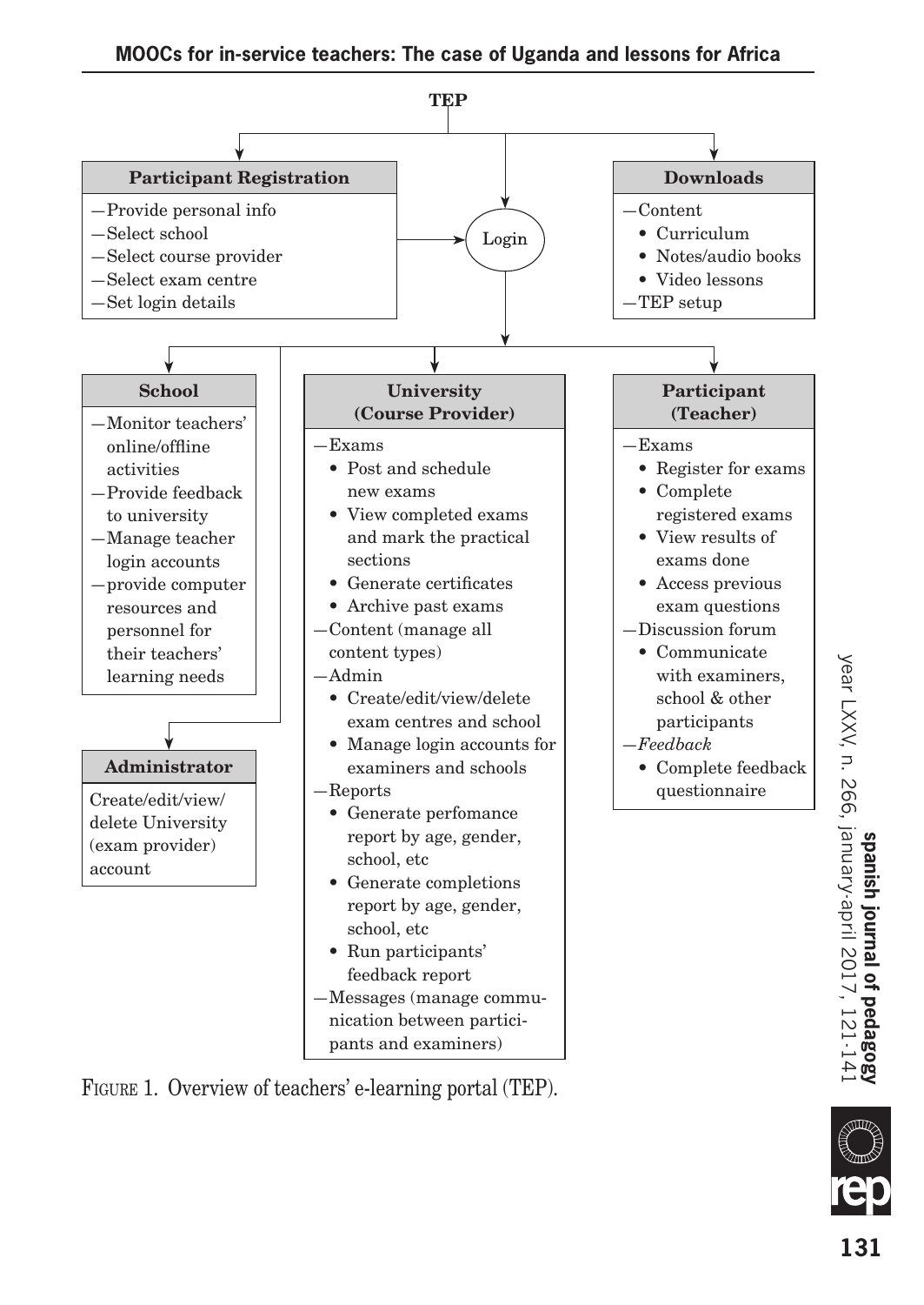**TEP**

**Participant Registration**

- Provide personal info
- Select school
- Select course provider
- Select exam centre
- Set login details

**Login**

**Downloads**

- Content
  - Curriculum
  - Notes/audio books
  - Video lessons
- TEP setup

**School**

- Monitor teachers' online/offline activities
- Provide feedback to university
- Manage teacher login accounts
- provide computer resources and personnel for their teachers' learning needs

**University (Course Provider)**

- Exams
  - Post and schedule new exams
  - View completed exams and mark the practical sections
  - Generate certificates
  - Archive past exams
- Content (manage all content types)
- Admin
  - Create/edit/view/delete exam centres and school
  - Manage login accounts for examiners and schools
- Reports
  - Generate perfomance report by age, gender, school, etc
  - Generate completions report by age, gender, school, etc
  - Run participants' feedback report
- Messages (manage communication between participants and examiners)

**Participant (Teacher)**

- Exams
  - Register for exams
  - Complete registered exams
  - View results of exams done
  - Access previous exam questions
- Discussion forum
  - Communicate with examiners, school & other participants
- *Feedback*
  - Complete feedback questionnaire

**Administrator**

Create/edit/view/delete University (exam provider) account

FIGURE 1. Overview of teachers' e-learning portal (TEP).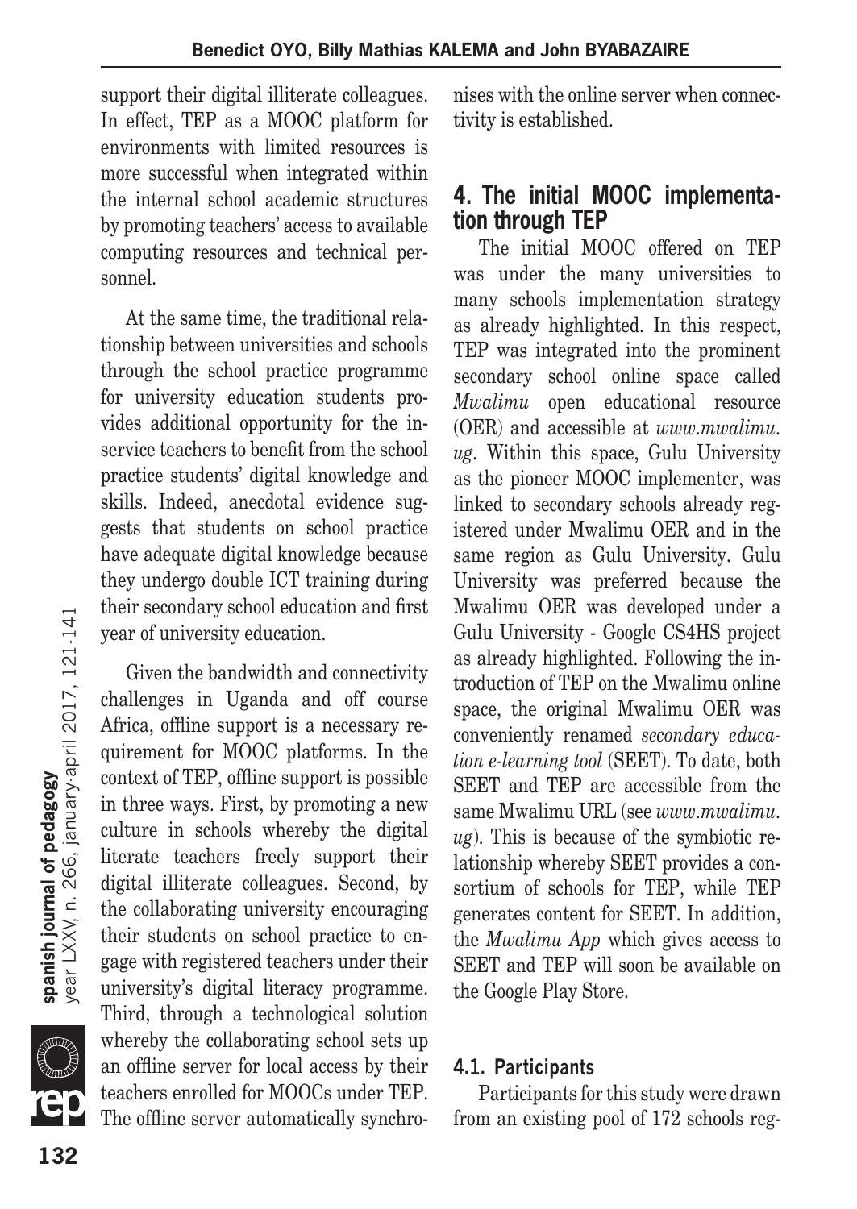support their digital illiterate colleagues. In effect, TEP as a MOOC platform for environments with limited resources is more successful when integrated within the internal school academic structures by promoting teachers' access to available computing resources and technical personnel.

At the same time, the traditional relationship between universities and schools through the school practice programme for university education students provides additional opportunity for the in-service teachers to benefit from the school practice students' digital knowledge and skills. Indeed, anecdotal evidence suggests that students on school practice have adequate digital knowledge because they undergo double ICT training during their secondary school education and first year of university education.

Given the bandwidth and connectivity challenges in Uganda and off course Africa, offline support is a necessary requirement for MOOC platforms. In the context of TEP, offline support is possible in three ways. First, by promoting a new culture in schools whereby the digital literate teachers freely support their digital illiterate colleagues. Second, by the collaborating university encouraging their students on school practice to engage with registered teachers under their university's digital literacy programme. Third, through a technological solution whereby the collaborating school sets up an offline server for local access by their teachers enrolled for MOOCs under TEP. The offline server automatically synchronises with the online server when connectivity is established.

## 4. The initial MOOC implementation through TEP

The initial MOOC offered on TEP was under the many universities to many schools implementation strategy as already highlighted. In this respect, TEP was integrated into the prominent secondary school online space called *Mwalimu* open educational resource (OER) and accessible at *www.mwalimu.ug*. Within this space, Gulu University as the pioneer MOOC implementer, was linked to secondary schools already registered under Mwalimu OER and in the same region as Gulu University. Gulu University was preferred because the Mwalimu OER was developed under a Gulu University - Google CS4HS project as already highlighted. Following the introduction of TEP on the Mwalimu online space, the original Mwalimu OER was conveniently renamed *secondary education e-learning tool* (SEET). To date, both SEET and TEP are accessible from the same Mwalimu URL (see *www.mwalimu.ug*). This is because of the symbiotic relationship whereby SEET provides a consortium of schools for TEP, while TEP generates content for SEET. In addition, the *Mwalimu App* which gives access to SEET and TEP will soon be available on the Google Play Store.

### 4.1. Participants

Participants for this study were drawn from an existing pool of 172 schools reg-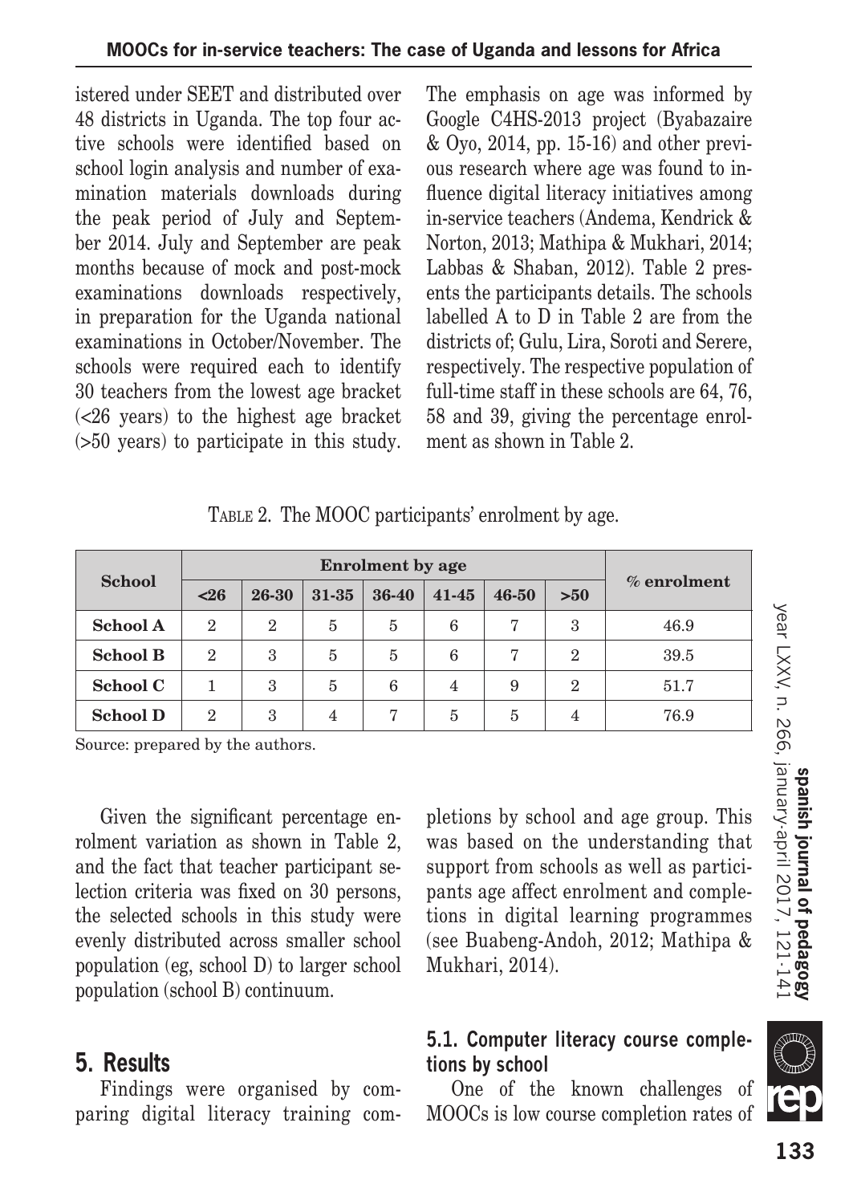istered under SEET and distributed over 48 districts in Uganda. The top four active schools were identified based on school login analysis and number of examination materials downloads during the peak period of July and September 2014. July and September are peak months because of mock and post-mock examinations downloads respectively, in preparation for the Uganda national examinations in October/November. The schools were required each to identify 30 teachers from the lowest age bracket (<26 years) to the highest age bracket (>50 years) to participate in this study. The emphasis on age was informed by Google C4HS-2013 project (Byabazaire & Oyo, 2014, pp. 15-16) and other previous research where age was found to influence digital literacy initiatives among in-service teachers (Andema, Kendrick & Norton, 2013; Mathipa & Mukhari, 2014; Labbas & Shaban, 2012). Table 2 presents the participants details. The schools labelled A to D in Table 2 are from the districts of; Gulu, Lira, Soroti and Serere, respectively. The respective population of full-time staff in these schools are 64, 76, 58 and 39, giving the percentage enrolment as shown in Table 2.

TABLE 2. The MOOC participants' enrolment by age.

| School | Enrolment by age | | | | | | | % enrolment |
|---|---|---|---|---|---|---|---|---|
| | <26 | 26-30 | 31-35 | 36-40 | 41-45 | 46-50 | >50 | |
| **School A** | 2 | 2 | 5 | 5 | 6 | 7 | 3 | 46.9 |
| **School B** | 2 | 3 | 5 | 5 | 6 | 7 | 2 | 39.5 |
| **School C** | 1 | 3 | 5 | 6 | 4 | 9 | 2 | 51.7 |
| **School D** | 2 | 3 | 4 | 7 | 5 | 5 | 4 | 76.9 |

Source: prepared by the authors.

Given the significant percentage enrolment variation as shown in Table 2, and the fact that teacher participant selection criteria was fixed on 30 persons, the selected schools in this study were evenly distributed across smaller school population (eg, school D) to larger school population (school B) continuum.

## 5. Results

Findings were organised by comparing digital literacy training completions by school and age group. This was based on the understanding that support from schools as well as participants age affect enrolment and completions in digital learning programmes (see Buabeng-Andoh, 2012; Mathipa & Mukhari, 2014).

### 5.1. Computer literacy course completions by school

One of the known challenges of MOOCs is low course completion rates of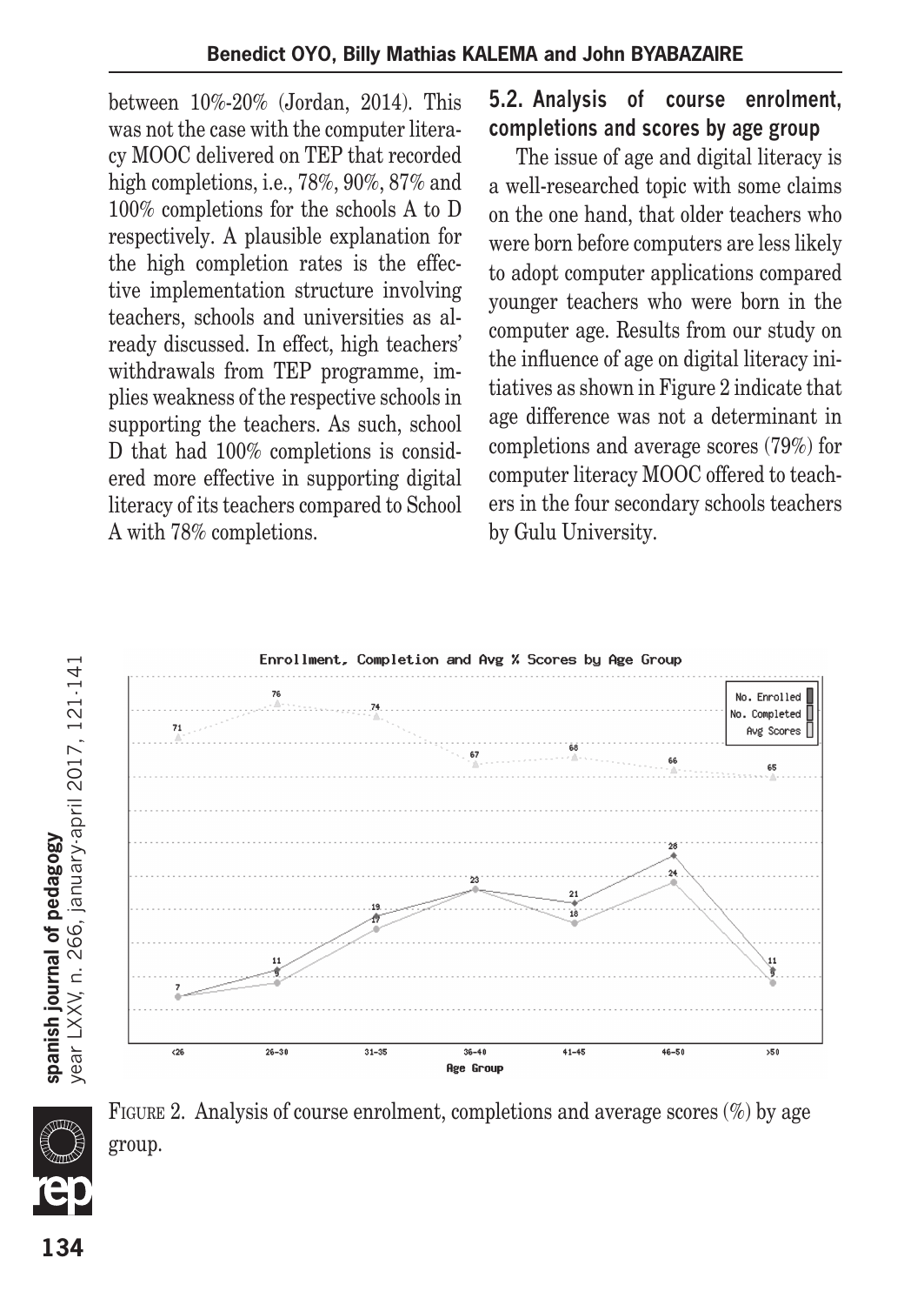between 10%-20% (Jordan, 2014). This was not the case with the computer literacy MOOC delivered on TEP that recorded high completions, i.e., 78%, 90%, 87% and 100% completions for the schools A to D respectively. A plausible explanation for the high completion rates is the effective implementation structure involving teachers, schools and universities as already discussed. In effect, high teachers' withdrawals from TEP programme, implies weakness of the respective schools in supporting the teachers. As such, school D that had 100% completions is considered more effective in supporting digital literacy of its teachers compared to School A with 78% completions.

### 5.2. Analysis of course enrolment, completions and scores by age group

The issue of age and digital literacy is a well-researched topic with some claims on the one hand, that older teachers who were born before computers are less likely to adopt computer applications compared younger teachers who were born in the computer age. Results from our study on the influence of age on digital literacy initiatives as shown in Figure 2 indicate that age difference was not a determinant in completions and average scores (79%) for computer literacy MOOC offered to teachers in the four secondary schools teachers by Gulu University.

FIGURE 2. Analysis of course enrolment, completions and average scores (%) by age group.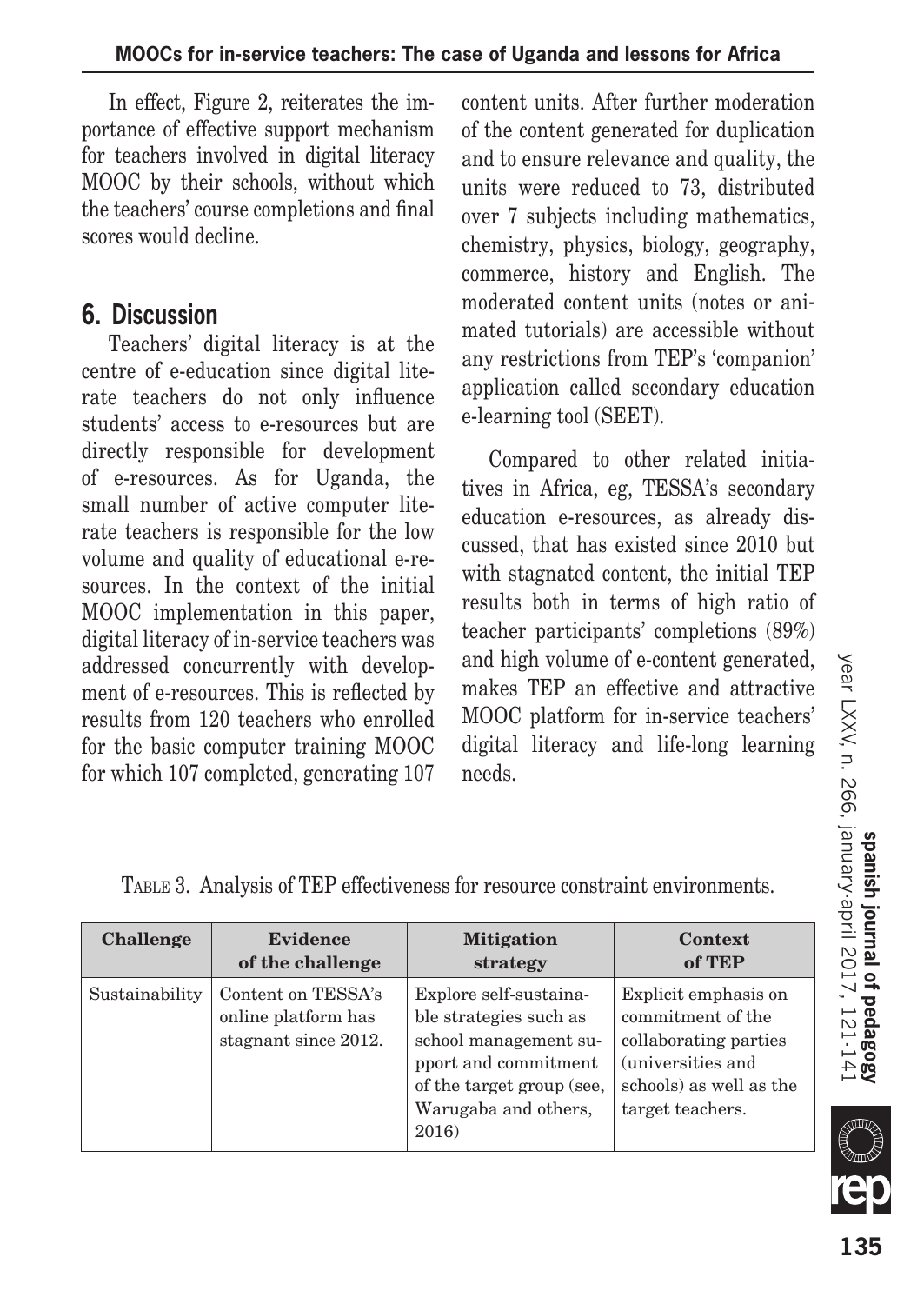In effect, Figure 2, reiterates the importance of effective support mechanism for teachers involved in digital literacy MOOC by their schools, without which the teachers' course completions and final scores would decline.

## 6. Discussion

Teachers' digital literacy is at the centre of e-education since digital literate teachers do not only influence students' access to e-resources but are directly responsible for development of e-resources. As for Uganda, the small number of active computer literate teachers is responsible for the low volume and quality of educational e-resources. In the context of the initial MOOC implementation in this paper, digital literacy of in-service teachers was addressed concurrently with development of e-resources. This is reflected by results from 120 teachers who enrolled for the basic computer training MOOC for which 107 completed, generating 107 content units. After further moderation of the content generated for duplication and to ensure relevance and quality, the units were reduced to 73, distributed over 7 subjects including mathematics, chemistry, physics, biology, geography, commerce, history and English. The moderated content units (notes or animated tutorials) are accessible without any restrictions from TEP's 'companion' application called secondary education e-learning tool (SEET).

Compared to other related initiatives in Africa, eg, TESSA's secondary education e-resources, as already discussed, that has existed since 2010 but with stagnated content, the initial TEP results both in terms of high ratio of teacher participants' completions (89%) and high volume of e-content generated, makes TEP an effective and attractive MOOC platform for in-service teachers' digital literacy and life-long learning needs.

TABLE 3. Analysis of TEP effectiveness for resource constraint environments.

| Challenge | Evidence of the challenge | Mitigation strategy | Context of TEP |
|---|---|---|---|
| Sustainability | Content on TESSA's online platform has stagnant since 2012. | Explore self-sustainable strategies such as school management support and commitment of the target group (see, Warugaba and others, 2016) | Explicit emphasis on commitment of the collaborating parties (universities and schools) as well as the target teachers. |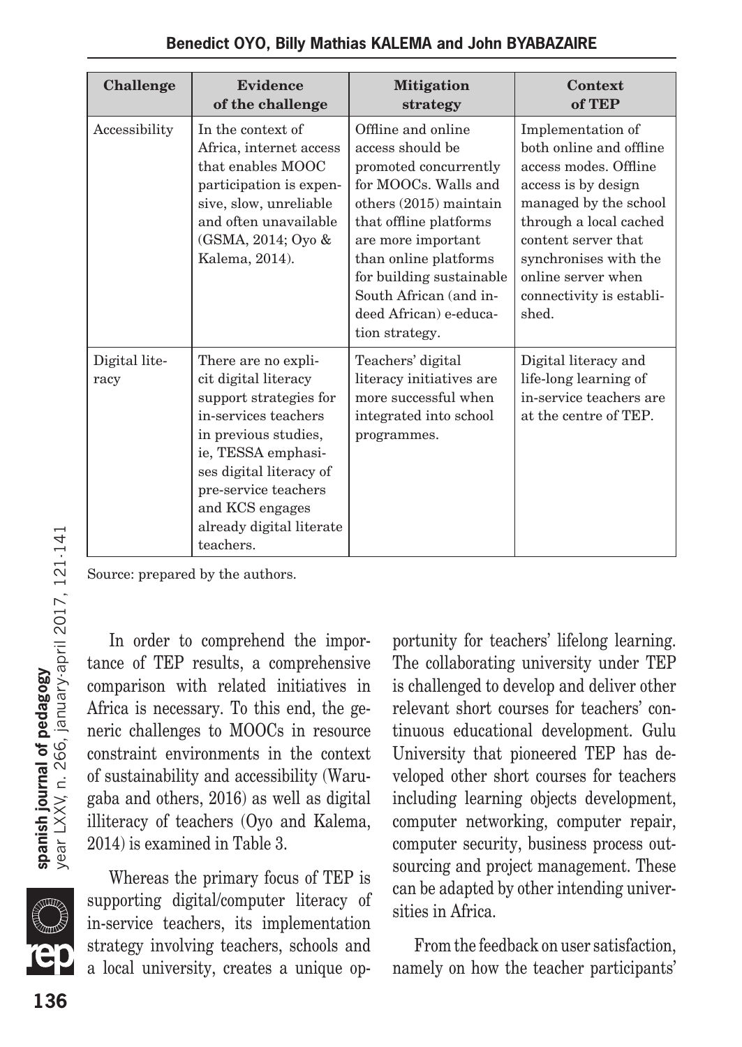| Challenge | Evidence of the challenge | Mitigation strategy | Context of TEP |
|---|---|---|---|
| Accessibility | In the context of Africa, internet access that enables MOOC participation is expensive, slow, unreliable and often unavailable (GSMA, 2014; Oyo & Kalema, 2014). | Offline and online access should be promoted concurrently for MOOCs. Walls and others (2015) maintain that offline platforms are more important than online platforms for building sustainable South African (and indeed African) e-education strategy. | Implementation of both online and offline access modes. Offline access is by design managed by the school through a local cached content server that synchronises with the online server when connectivity is established. |
| Digital literacy | There are no explicit digital literacy support strategies for in-services teachers in previous studies, ie, TESSA emphasises digital literacy of pre-service teachers and KCS engages already digital literate teachers. | Teachers' digital literacy initiatives are more successful when integrated into school programmes. | Digital literacy and life-long learning of in-service teachers are at the centre of TEP. |

Source: prepared by the authors.

In order to comprehend the importance of TEP results, a comprehensive comparison with related initiatives in Africa is necessary. To this end, the generic challenges to MOOCs in resource constraint environments in the context of sustainability and accessibility (Warugaba and others, 2016) as well as digital illiteracy of teachers (Oyo and Kalema, 2014) is examined in Table 3.

Whereas the primary focus of TEP is supporting digital/computer literacy of in-service teachers, its implementation strategy involving teachers, schools and a local university, creates a unique opportunity for teachers' lifelong learning. The collaborating university under TEP is challenged to develop and deliver other relevant short courses for teachers' continuous educational development. Gulu University that pioneered TEP has developed other short courses for teachers including learning objects development, computer networking, computer repair, computer security, business process outsourcing and project management. These can be adapted by other intending universities in Africa.

From the feedback on user satisfaction, namely on how the teacher participants'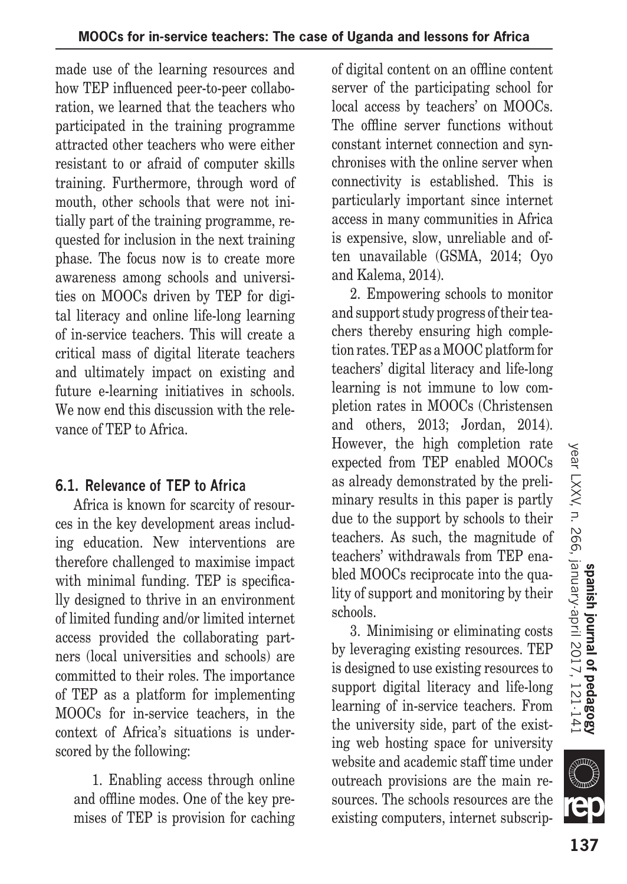made use of the learning resources and how TEP influenced peer-to-peer collaboration, we learned that the teachers who participated in the training programme attracted other teachers who were either resistant to or afraid of computer skills training. Furthermore, through word of mouth, other schools that were not initially part of the training programme, requested for inclusion in the next training phase. The focus now is to create more awareness among schools and universities on MOOCs driven by TEP for digital literacy and online life-long learning of in-service teachers. This will create a critical mass of digital literate teachers and ultimately impact on existing and future e-learning initiatives in schools. We now end this discussion with the relevance of TEP to Africa.

### 6.1. Relevance of TEP to Africa

Africa is known for scarcity of resources in the key development areas including education. New interventions are therefore challenged to maximise impact with minimal funding. TEP is specifically designed to thrive in an environment of limited funding and/or limited internet access provided the collaborating partners (local universities and schools) are committed to their roles. The importance of TEP as a platform for implementing MOOCs for in-service teachers, in the context of Africa's situations is underscored by the following:

1. Enabling access through online and offline modes. One of the key premises of TEP is provision for caching of digital content on an offline content server of the participating school for local access by teachers' on MOOCs. The offline server functions without constant internet connection and synchronises with the online server when connectivity is established. This is particularly important since internet access in many communities in Africa is expensive, slow, unreliable and often unavailable (GSMA, 2014; Oyo and Kalema, 2014).

2. Empowering schools to monitor and support study progress of their teachers thereby ensuring high completion rates. TEP as a MOOC platform for teachers' digital literacy and life-long learning is not immune to low completion rates in MOOCs (Christensen and others, 2013; Jordan, 2014). However, the high completion rate expected from TEP enabled MOOCs as already demonstrated by the preliminary results in this paper is partly due to the support by schools to their teachers. As such, the magnitude of teachers' withdrawals from TEP enabled MOOCs reciprocate into the quality of support and monitoring by their schools.

3. Minimising or eliminating costs by leveraging existing resources. TEP is designed to use existing resources to support digital literacy and life-long learning of in-service teachers. From the university side, part of the existing web hosting space for university website and academic staff time under outreach provisions are the main resources. The schools resources are the existing computers, internet subscrip-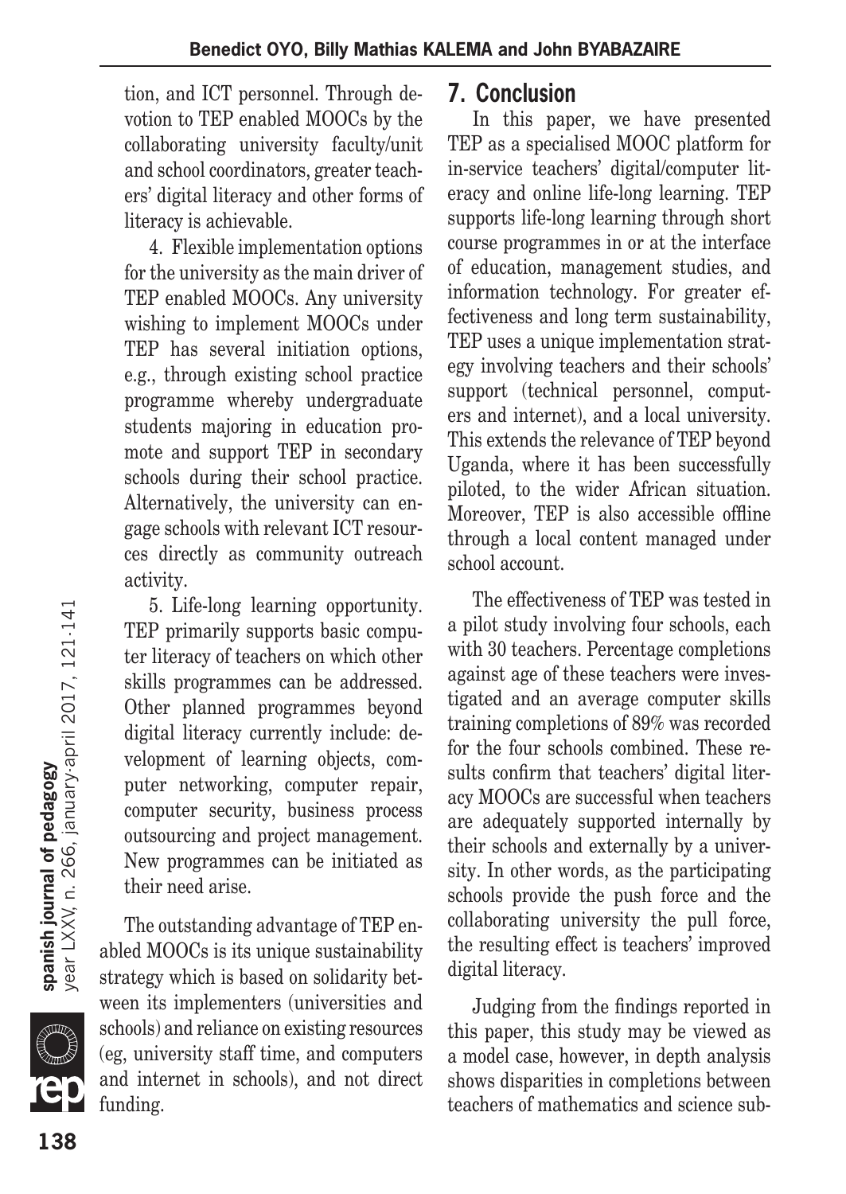tion, and ICT personnel. Through devotion to TEP enabled MOOCs by the collaborating university faculty/unit and school coordinators, greater teachers' digital literacy and other forms of literacy is achievable.

4. Flexible implementation options for the university as the main driver of TEP enabled MOOCs. Any university wishing to implement MOOCs under TEP has several initiation options, e.g., through existing school practice programme whereby undergraduate students majoring in education promote and support TEP in secondary schools during their school practice. Alternatively, the university can engage schools with relevant ICT resources directly as community outreach activity.

5. Life-long learning opportunity. TEP primarily supports basic computer literacy of teachers on which other skills programmes can be addressed. Other planned programmes beyond digital literacy currently include: development of learning objects, computer networking, computer repair, computer security, business process outsourcing and project management. New programmes can be initiated as their need arise.

The outstanding advantage of TEP enabled MOOCs is its unique sustainability strategy which is based on solidarity between its implementers (universities and schools) and reliance on existing resources (eg, university staff time, and computers and internet in schools), and not direct funding.

## 7. Conclusion

In this paper, we have presented TEP as a specialised MOOC platform for in-service teachers' digital/computer literacy and online life-long learning. TEP supports life-long learning through short course programmes in or at the interface of education, management studies, and information technology. For greater effectiveness and long term sustainability, TEP uses a unique implementation strategy involving teachers and their schools' support (technical personnel, computers and internet), and a local university. This extends the relevance of TEP beyond Uganda, where it has been successfully piloted, to the wider African situation. Moreover, TEP is also accessible offline through a local content managed under school account.

The effectiveness of TEP was tested in a pilot study involving four schools, each with 30 teachers. Percentage completions against age of these teachers were investigated and an average computer skills training completions of 89% was recorded for the four schools combined. These results confirm that teachers' digital literacy MOOCs are successful when teachers are adequately supported internally by their schools and externally by a university. In other words, as the participating schools provide the push force and the collaborating university the pull force, the resulting effect is teachers' improved digital literacy.

Judging from the findings reported in this paper, this study may be viewed as a model case, however, in depth analysis shows disparities in completions between teachers of mathematics and science sub-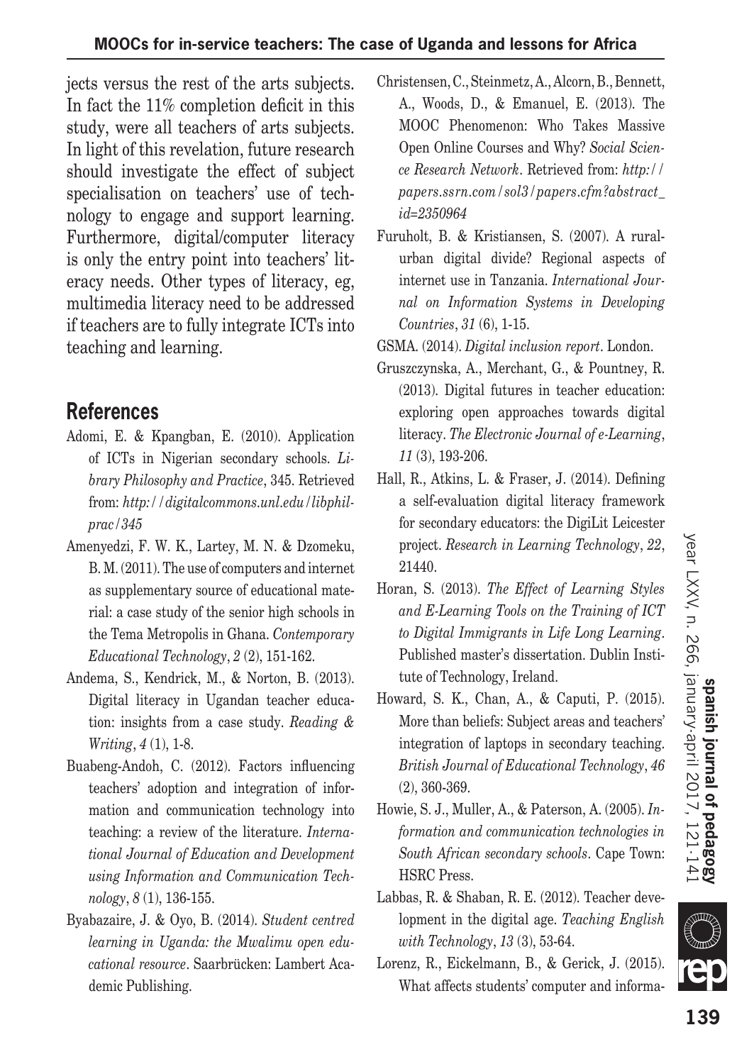jects versus the rest of the arts subjects. In fact the 11% completion deficit in this study, were all teachers of arts subjects. In light of this revelation, future research should investigate the effect of subject specialisation on teachers' use of technology to engage and support learning. Furthermore, digital/computer literacy is only the entry point into teachers' literacy needs. Other types of literacy, eg, multimedia literacy need to be addressed if teachers are to fully integrate ICTs into teaching and learning.

## References

Adomi, E. & Kpangban, E. (2010). Application of ICTs in Nigerian secondary schools. *Library Philosophy and Practice*, 345. Retrieved from: *http://digitalcommons.unl.edu/libphilprac/345*

Amenyedzi, F. W. K., Lartey, M. N. & Dzomeku, B. M. (2011). The use of computers and internet as supplementary source of educational material: a case study of the senior high schools in the Tema Metropolis in Ghana. *Contemporary Educational Technology*, *2* (2), 151-162.

Andema, S., Kendrick, M., & Norton, B. (2013). Digital literacy in Ugandan teacher education: insights from a case study. *Reading & Writing*, *4* (1), 1-8.

Buabeng-Andoh, C. (2012). Factors influencing teachers' adoption and integration of information and communication technology into teaching: a review of the literature. *International Journal of Education and Development using Information and Communication Technology*, *8* (1), 136-155.

Byabazaire, J. & Oyo, B. (2014). *Student centred learning in Uganda: the Mwalimu open educational resource*. Saarbrücken: Lambert Academic Publishing.

Christensen, C., Steinmetz, A., Alcorn, B., Bennett, A., Woods, D., & Emanuel, E. (2013). The MOOC Phenomenon: Who Takes Massive Open Online Courses and Why? *Social Science Research Network*. Retrieved from: *http://papers.ssrn.com/sol3/papers.cfm?abstract_id=2350964*

Furuholt, B. & Kristiansen, S. (2007). A rural-urban digital divide? Regional aspects of internet use in Tanzania. *International Journal on Information Systems in Developing Countries*, *31* (6), 1-15.

GSMA. (2014). *Digital inclusion report*. London.

Gruszczynska, A., Merchant, G., & Pountney, R. (2013). Digital futures in teacher education: exploring open approaches towards digital literacy. *The Electronic Journal of e-Learning*, *11* (3), 193-206.

Hall, R., Atkins, L. & Fraser, J. (2014). Defining a self-evaluation digital literacy framework for secondary educators: the DigiLit Leicester project. *Research in Learning Technology*, *22*, 21440.

Horan, S. (2013). *The Effect of Learning Styles and E-Learning Tools on the Training of ICT to Digital Immigrants in Life Long Learning*. Published master's dissertation. Dublin Institute of Technology, Ireland.

Howard, S. K., Chan, A., & Caputi, P. (2015). More than beliefs: Subject areas and teachers' integration of laptops in secondary teaching. *British Journal of Educational Technology*, *46* (2), 360-369.

Howie, S. J., Muller, A., & Paterson, A. (2005). *Information and communication technologies in South African secondary schools*. Cape Town: HSRC Press.

Labbas, R. & Shaban, R. E. (2012). Teacher development in the digital age. *Teaching English with Technology*, *13* (3), 53-64.

Lorenz, R., Eickelmann, B., & Gerick, J. (2015). What affects students' computer and informa-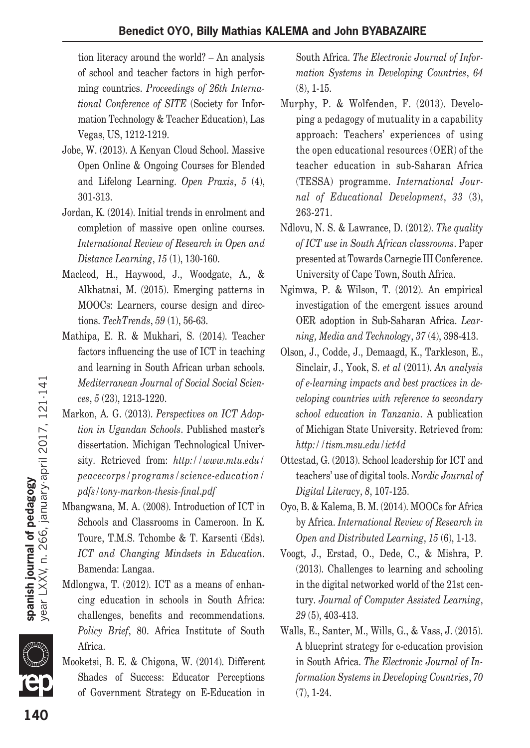tion literacy around the world? – An analysis of school and teacher factors in high performing countries. *Proceedings of 26th International Conference of SITE* (Society for Information Technology & Teacher Education), Las Vegas, US, 1212-1219.

Jobe, W. (2013). A Kenyan Cloud School. Massive Open Online & Ongoing Courses for Blended and Lifelong Learning. *Open Praxis*, *5* (4), 301-313.

Jordan, K. (2014). Initial trends in enrolment and completion of massive open online courses. *International Review of Research in Open and Distance Learning*, *15* (1), 130-160.

Macleod, H., Haywood, J., Woodgate, A., & Alkhatnai, M. (2015). Emerging patterns in MOOCs: Learners, course design and directions. *TechTrends*, *59* (1), 56-63.

Mathipa, E. R. & Mukhari, S. (2014). Teacher factors influencing the use of ICT in teaching and learning in South African urban schools. *Mediterranean Journal of Social Social Sciences*, *5* (23), 1213-1220.

Markon, A. G. (2013). *Perspectives on ICT Adoption in Ugandan Schools*. Published master's dissertation. Michigan Technological University. Retrieved from: *http://www.mtu.edu/peacecorps/programs/science-education/pdfs/tony-markon-thesis-final.pdf*

Mbangwana, M. A. (2008). Introduction of ICT in Schools and Classrooms in Cameroon. In K. Toure, T.M.S. Tchombe & T. Karsenti (Eds). *ICT and Changing Mindsets in Education*. Bamenda: Langaa.

Mdlongwa, T. (2012). ICT as a means of enhancing education in schools in South Africa: challenges, benefits and recommendations. *Policy Brief*, 80. Africa Institute of South Africa.

Mooketsi, B. E. & Chigona, W. (2014). Different Shades of Success: Educator Perceptions of Government Strategy on E-Education in South Africa. *The Electronic Journal of Information Systems in Developing Countries*, *64* (8), 1-15.

Murphy, P. & Wolfenden, F. (2013). Developing a pedagogy of mutuality in a capability approach: Teachers' experiences of using the open educational resources (OER) of the teacher education in sub-Saharan Africa (TESSA) programme. *International Journal of Educational Development*, *33* (3), 263-271.

Ndlovu, N. S. & Lawrance, D. (2012). *The quality of ICT use in South African classrooms*. Paper presented at Towards Carnegie III Conference. University of Cape Town, South Africa.

Ngimwa, P. & Wilson, T. (2012). An empirical investigation of the emergent issues around OER adoption in Sub-Saharan Africa. *Learning, Media and Technology*, *37* (4), 398-413.

Olson, J., Codde, J., Demaagd, K., Tarkleson, E., Sinclair, J., Yook, S. *et al* (2011). *An analysis of e-learning impacts and best practices in developing countries with reference to secondary school education in Tanzania*. A publication of Michigan State University. Retrieved from: *http://tism.msu.edu/ict4d*

Ottestad, G. (2013). School leadership for ICT and teachers' use of digital tools. *Nordic Journal of Digital Literacy*, *8*, 107-125.

Oyo, B. & Kalema, B. M. (2014). MOOCs for Africa by Africa. *International Review of Research in Open and Distributed Learning*, *15* (6), 1-13.

Voogt, J., Erstad, O., Dede, C., & Mishra, P. (2013). Challenges to learning and schooling in the digital networked world of the 21st century. *Journal of Computer Assisted Learning*, *29* (5), 403-413.

Walls, E., Santer, M., Wills, G., & Vass, J. (2015). A blueprint strategy for e-education provision in South Africa. *The Electronic Journal of Information Systems in Developing Countries*, *70* (7), 1-24.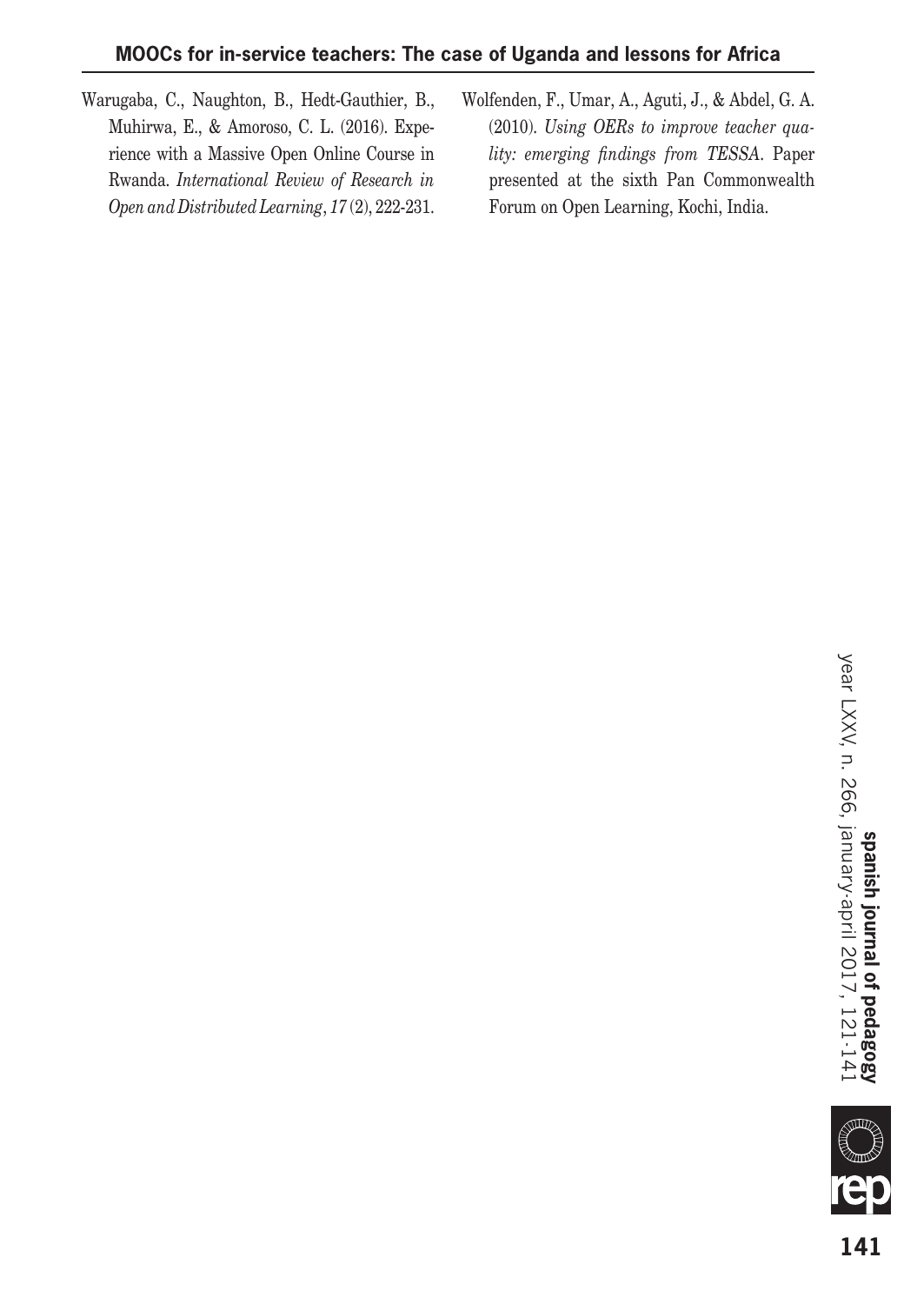Warugaba, C., Naughton, B., Hedt-Gauthier, B., Muhirwa, E., & Amoroso, C. L. (2016). Experience with a Massive Open Online Course in Rwanda. *International Review of Research in Open and Distributed Learning*, *17* (2), 222-231.

Wolfenden, F., Umar, A., Aguti, J., & Abdel, G. A. (2010). *Using OERs to improve teacher quality: emerging findings from TESSA*. Paper presented at the sixth Pan Commonwealth Forum on Open Learning, Kochi, India.